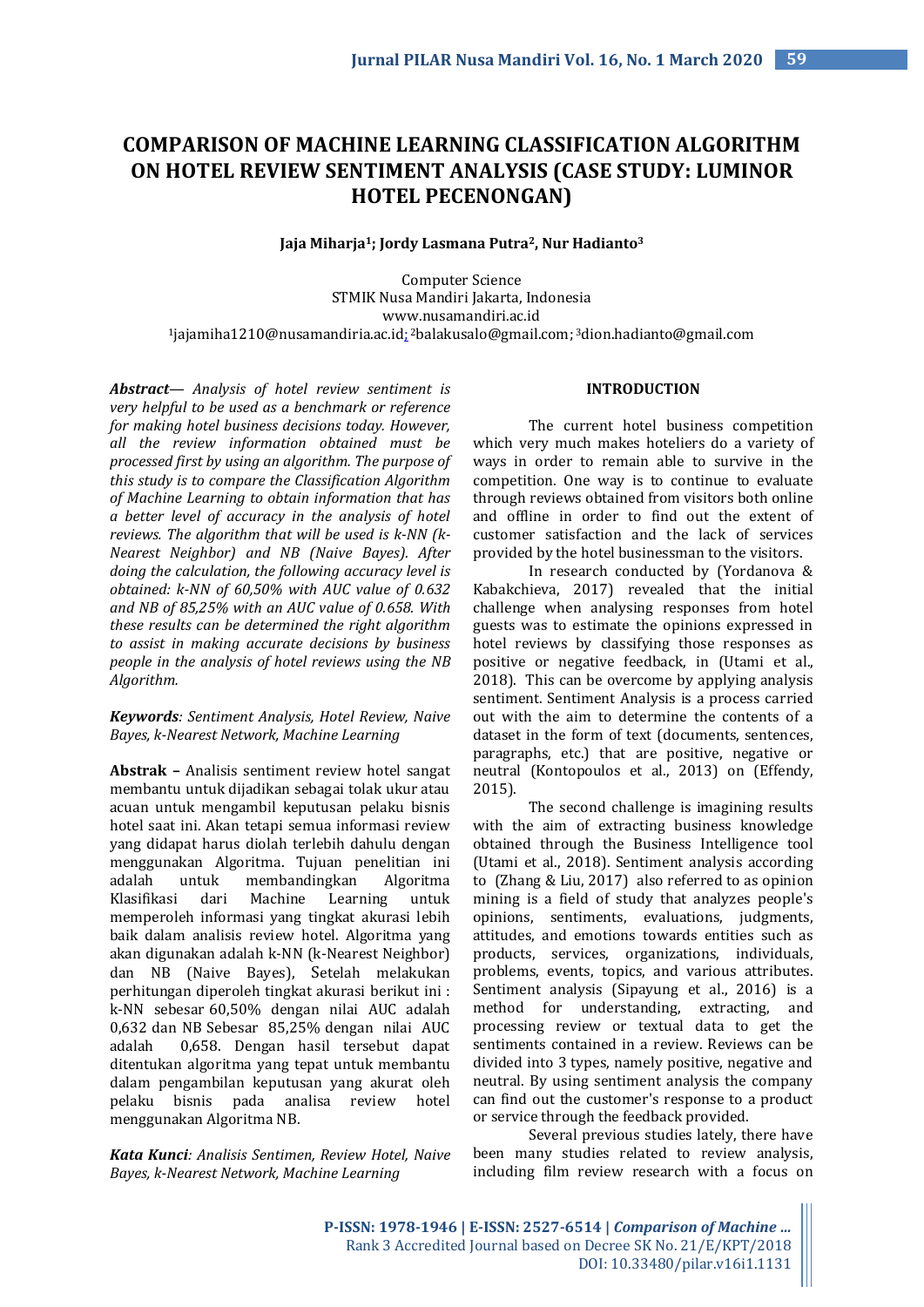# COMPARISON OF MACHINE LEARNING CLASSIFICATION ALGORITHM ON HOTEL REVIEW SENTIMENT ANALYSIS (CASE STUDY: LUMINOR HOTEL PECENONGAN)

**Jaja Miharja[1]; Jordy Lasmana Putra[2], Nur Hadianto[3]**

Computer Science
STMIK Nusa Mandiri Jakarta, Indonesia
www.nusamandiri.ac.id
[1]jajamiha1210@nusamandiria.ac.id; [2]balakusalo@gmail.com; [3]dion.hadianto@gmail.com

***Abstract—*** *Analysis of hotel review sentiment is very helpful to be used as a benchmark or reference for making hotel business decisions today. However, all the review information obtained must be processed first by using an algorithm. The purpose of this study is to compare the Classification Algorithm of Machine Learning to obtain information that has a better level of accuracy in the analysis of hotel reviews. The algorithm that will be used is k-NN (k-Nearest Neighbor) and NB (Naive Bayes). After doing the calculation, the following accuracy level is obtained: k-NN of 60,50% with AUC value of 0.632 and NB of 85,25% with an AUC value of 0.658. With these results can be determined the right algorithm to assist in making accurate decisions by business people in the analysis of hotel reviews using the NB Algorithm.*

***Keywords****: Sentiment Analysis, Hotel Review, Naive Bayes, k-Nearest Network, Machine Learning*

**Abstrak –** Analisis sentiment review hotel sangat membantu untuk dijadikan sebagai tolak ukur atau acuan untuk mengambil keputusan pelaku bisnis hotel saat ini. Akan tetapi semua informasi review yang didapat harus diolah terlebih dahulu dengan menggunakan Algoritma. Tujuan penelitian ini adalah untuk membandingkan Algoritma Klasifikasi dari Machine Learning untuk memperoleh informasi yang tingkat akurasi lebih baik dalam analisis review hotel. Algoritma yang akan digunakan adalah k-NN (k-Nearest Neighbor) dan NB (Naive Bayes), Setelah melakukan perhitungan diperoleh tingkat akurasi berikut ini : k-NN sebesar 60,50% dengan nilai AUC adalah 0,632 dan NB Sebesar 85,25% dengan nilai AUC adalah 0,658. Dengan hasil tersebut dapat ditentukan algoritma yang tepat untuk membantu dalam pengambilan keputusan yang akurat oleh pelaku bisnis pada analisa review hotel menggunakan Algoritma NB.

***Kata Kunci****: Analisis Sentimen, Review Hotel, Naive Bayes, k-Nearest Network, Machine Learning*

## INTRODUCTION

The current hotel business competition which very much makes hoteliers do a variety of ways in order to remain able to survive in the competition. One way is to continue to evaluate through reviews obtained from visitors both online and offline in order to find out the extent of customer satisfaction and the lack of services provided by the hotel businessman to the visitors.

In research conducted by (Yordanova & Kabakchieva, 2017) revealed that the initial challenge when analysing responses from hotel guests was to estimate the opinions expressed in hotel reviews by classifying those responses as positive or negative feedback, in (Utami et al., 2018). This can be overcome by applying analysis sentiment. Sentiment Analysis is a process carried out with the aim to determine the contents of a dataset in the form of text (documents, sentences, paragraphs, etc.) that are positive, negative or neutral (Kontopoulos et al., 2013) on (Effendy, 2015).

The second challenge is imagining results with the aim of extracting business knowledge obtained through the Business Intelligence tool (Utami et al., 2018). Sentiment analysis according to (Zhang & Liu, 2017) also referred to as opinion mining is a field of study that analyzes people's opinions, sentiments, evaluations, judgments, attitudes, and emotions towards entities such as products, services, organizations, individuals, problems, events, topics, and various attributes. Sentiment analysis (Sipayung et al., 2016) is a method for understanding, extracting, and processing review or textual data to get the sentiments contained in a review. Reviews can be divided into 3 types, namely positive, negative and neutral. By using sentiment analysis the company can find out the customer's response to a product or service through the feedback provided.

Several previous studies lately, there have been many studies related to review analysis, including film review research with a focus on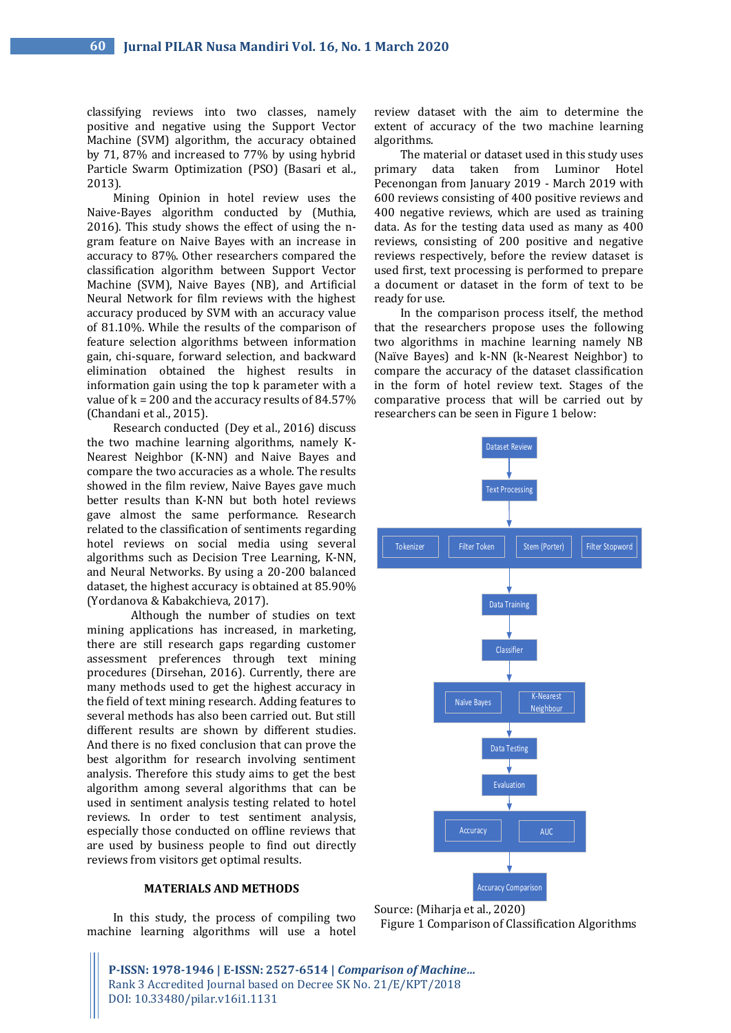classifying reviews into two classes, namely positive and negative using the Support Vector Machine (SVM) algorithm, the accuracy obtained by 71, 87% and increased to 77% by using hybrid Particle Swarm Optimization (PSO) (Basari et al., 2013).

Mining Opinion in hotel review uses the Naive-Bayes algorithm conducted by (Muthia, 2016). This study shows the effect of using the n-gram feature on Naive Bayes with an increase in accuracy to 87%. Other researchers compared the classification algorithm between Support Vector Machine (SVM), Naive Bayes (NB), and Artificial Neural Network for film reviews with the highest accuracy produced by SVM with an accuracy value of 81.10%. While the results of the comparison of feature selection algorithms between information gain, chi-square, forward selection, and backward elimination obtained the highest results in information gain using the top k parameter with a value of k = 200 and the accuracy results of 84.57% (Chandani et al., 2015).

Research conducted (Dey et al., 2016) discuss the two machine learning algorithms, namely K-Nearest Neighbor (K-NN) and Naive Bayes and compare the two accuracies as a whole. The results showed in the film review, Naive Bayes gave much better results than K-NN but both hotel reviews gave almost the same performance. Research related to the classification of sentiments regarding hotel reviews on social media using several algorithms such as Decision Tree Learning, K-NN, and Neural Networks. By using a 20-200 balanced dataset, the highest accuracy is obtained at 85.90% (Yordanova & Kabakchieva, 2017).

Although the number of studies on text mining applications has increased, in marketing, there are still research gaps regarding customer assessment preferences through text mining procedures (Dirsehan, 2016). Currently, there are many methods used to get the highest accuracy in the field of text mining research. Adding features to several methods has also been carried out. But still different results are shown by different studies. And there is no fixed conclusion that can prove the best algorithm for research involving sentiment analysis. Therefore this study aims to get the best algorithm among several algorithms that can be used in sentiment analysis testing related to hotel reviews. In order to test sentiment analysis, especially those conducted on offline reviews that are used by business people to find out directly reviews from visitors get optimal results.

## MATERIALS AND METHODS

In this study, the process of compiling two machine learning algorithms will use a hotel review dataset with the aim to determine the extent of accuracy of the two machine learning algorithms.

The material or dataset used in this study uses primary data taken from Luminor Hotel Pecenongan from January 2019 - March 2019 with 600 reviews consisting of 400 positive reviews and 400 negative reviews, which are used as training data. As for the testing data used as many as 400 reviews, consisting of 200 positive and negative reviews respectively, before the review dataset is used first, text processing is performed to prepare a document or dataset in the form of text to be ready for use.

In the comparison process itself, the method that the researchers propose uses the following two algorithms in machine learning namely NB (Naïve Bayes) and k-NN (k-Nearest Neighbor) to compare the accuracy of the dataset classification in the form of hotel review text. Stages of the comparative process that will be carried out by researchers can be seen in Figure 1 below:

Dataset Review → Text Processing → [Tokenizer | Filter Token | Stem (Porter) | Filter Stopword] → Data Training → Classifier → [Naïve Bayes | K-Nearest Neighbour] → Data Testing → Evaluation → [Accuracy | AUC] → Accuracy Comparison

Source: (Miharja et al., 2020)
Figure 1 Comparison of Classification Algorithms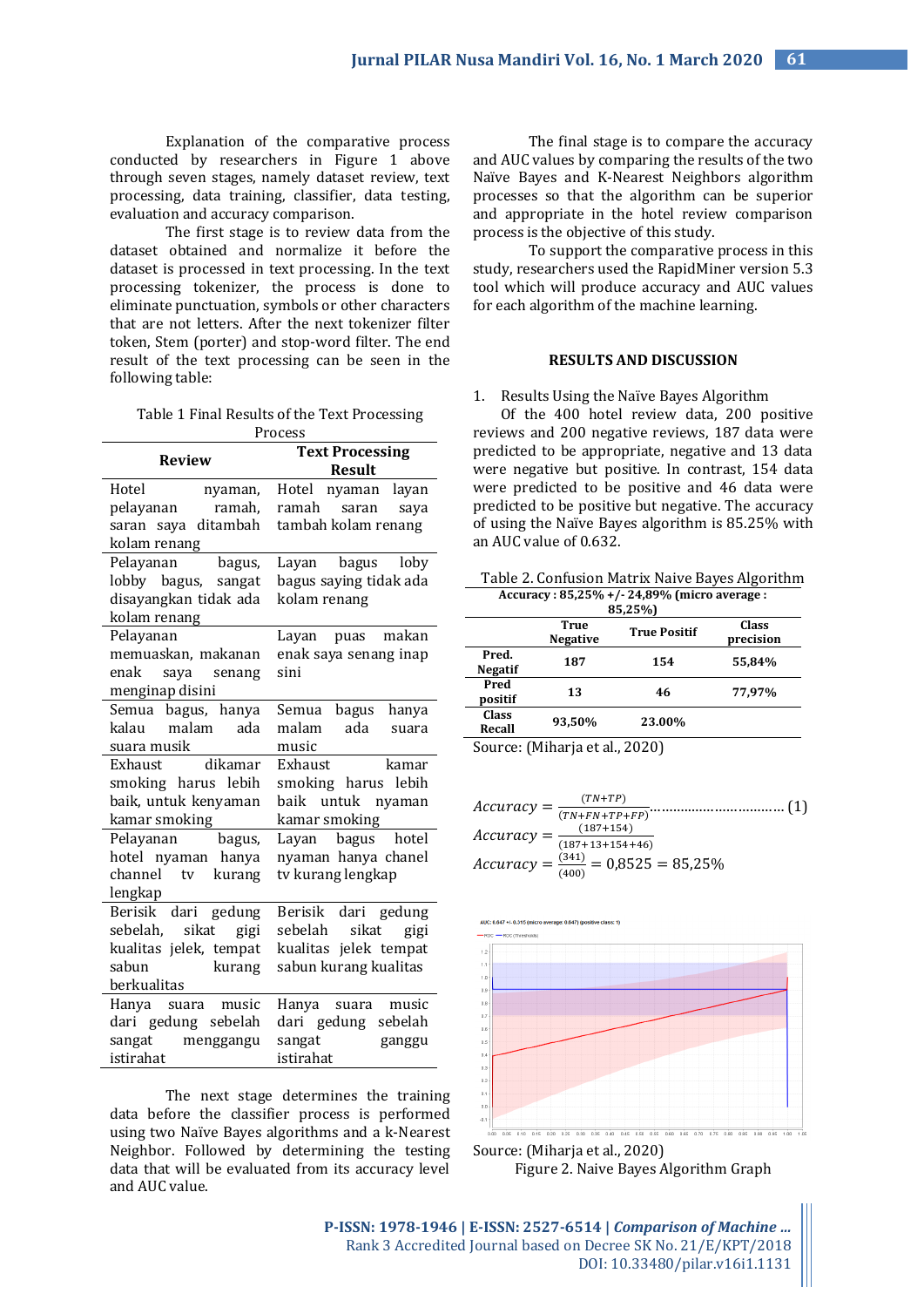Explanation of the comparative process conducted by researchers in Figure 1 above through seven stages, namely dataset review, text processing, data training, classifier, data testing, evaluation and accuracy comparison.

The first stage is to review data from the dataset obtained and normalize it before the dataset is processed in text processing. In the text processing tokenizer, the process is done to eliminate punctuation, symbols or other characters that are not letters. After the next tokenizer filter token, Stem (porter) and stop-word filter. The end result of the text processing can be seen in the following table:

Table 1 Final Results of the Text Processing Process

| Review | Text Processing Result |
|---|---|
| Hotel nyaman, pelayanan ramah, saran saya ditambah kolam renang | Hotel nyaman layan ramah saran saya tambah kolam renang |
| Pelayanan bagus, lobby bagus, sangat disayangkan tidak ada kolam renang | Layan bagus loby bagus saying tidak ada kolam renang |
| Pelayanan memuaskan, makanan enak saya senang menginap disini | Layan puas makan enak saya senang inap sini |
| Semua bagus, hanya kalau malam ada suara musik | Semua bagus hanya malam ada suara music |
| Exhaust dikamar smoking harus lebih baik, untuk kenyaman kamar smoking | Exhaust kamar smoking harus lebih baik untuk nyaman kamar smoking |
| Pelayanan bagus, hotel nyaman hanya channel tv kurang lengkap | Layan bagus hotel nyaman hanya chanel tv kurang lengkap |
| Berisik dari gedung sebelah, sikat gigi kualitas jelek, tempat sabun kurang berkualitas | Berisik dari gedung sebelah sikat gigi kualitas jelek tempat sabun kurang kualitas |
| Hanya suara music dari gedung sebelah sangat menggangu istirahat | Hanya suara music dari gedung sebelah sangat ganggu istirahat |

The next stage determines the training data before the classifier process is performed using two Naïve Bayes algorithms and a k-Nearest Neighbor. Followed by determining the testing data that will be evaluated from its accuracy level and AUC value.

The final stage is to compare the accuracy and AUC values by comparing the results of the two Naïve Bayes and K-Nearest Neighbors algorithm processes so that the algorithm can be superior and appropriate in the hotel review comparison process is the objective of this study.

To support the comparative process in this study, researchers used the RapidMiner version 5.3 tool which will produce accuracy and AUC values for each algorithm of the machine learning.

## RESULTS AND DISCUSSION

1. Results Using the Naïve Bayes Algorithm

Of the 400 hotel review data, 200 positive reviews and 200 negative reviews, 187 data were predicted to be appropriate, negative and 13 data were negative but positive. In contrast, 154 data were predicted to be positive and 46 data were predicted to be positive but negative. The accuracy of using the Naïve Bayes algorithm is 85.25% with an AUC value of 0.632.

Table 2. Confusion Matrix Naive Bayes Algorithm

**Accuracy : 85,25% +/- 24,89% (micro average : 85,25%)**

| | True Negative | True Positif | Class precision |
|---|---|---|---|
| **Pred. Negatif** | 187 | 154 | 55,84% |
| **Pred positif** | 13 | 46 | 77,97% |
| **Class Recall** | 93,50% | 23.00% | |

Source: (Miharja et al., 2020)

$$Accuracy = \frac{(TN+TP)}{(TN+FN+TP+FP)} \quad (1)$$

$$Accuracy = \frac{(187+154)}{(187+13+154+46)}$$

$$Accuracy = \frac{(341)}{(400)} = 0{,}8525 = 85{,}25\%$$

Source: (Miharja et al., 2020)

Figure 2. Naive Bayes Algorithm Graph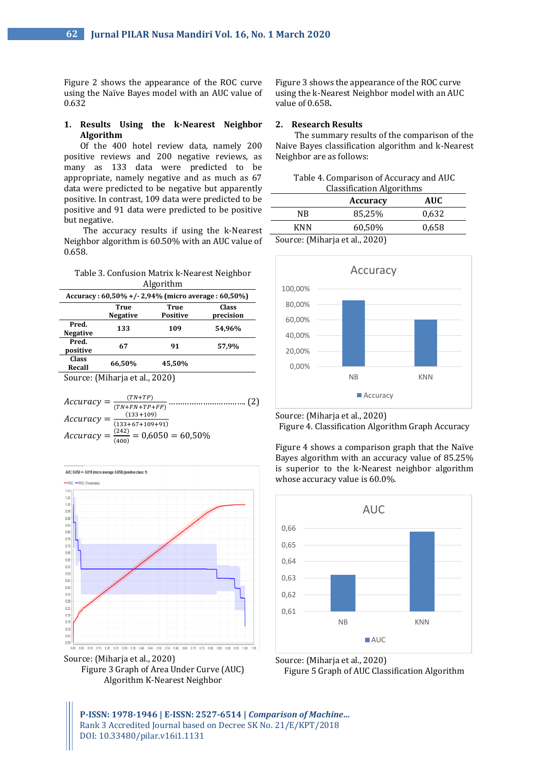Figure 2 shows the appearance of the ROC curve using the Naïve Bayes model with an AUC value of 0.632

**1. Results Using the k-Nearest Neighbor Algorithm**

Of the 400 hotel review data, namely 200 positive reviews and 200 negative reviews, as many as 133 data were predicted to be appropriate, namely negative and as much as 67 data were predicted to be negative but apparently positive. In contrast, 109 data were predicted to be positive and 91 data were predicted to be positive but negative.

The accuracy results if using the k-Nearest Neighbor algorithm is 60.50% with an AUC value of 0.658.

Table 3. Confusion Matrix k-Nearest Neighbor Algorithm

| Accuracy : 60,50% +/- 2,94% (micro average : 60,50%) | | | |
|---|---|---|---|
| | **True Negative** | **True Positive** | **Class precision** |
| **Pred. Negative** | 133 | 109 | 54,96% |
| **Pred. positive** | 67 | 91 | 57,9% |
| **Class Recall** | 66,50% | 45,50% | |

Source: (Miharja et al., 2020)

$$Accuracy = \frac{(TN+TP)}{(TN+FN+TP+FP)} \quad (2)$$

$$Accuracy = \frac{(133+109)}{(133+67+109+91)}$$

$$Accuracy = \frac{(242)}{(400)} = 0{,}6050 = 60{,}50\%$$

Source: (Miharja et al., 2020)

Figure 3 Graph of Area Under Curve (AUC) Algorithm K-Nearest Neighbor

Figure 3 shows the appearance of the ROC curve using the k-Nearest Neighbor model with an AUC value of 0.658.

**2. Research Results**

The summary results of the comparison of the Naive Bayes classification algorithm and k-Nearest Neighbor are as follows:

Table 4. Comparison of Accuracy and AUC Classification Algorithms

| | **Accuracy** | **AUC** |
|---|---|---|
| NB | 85,25% | 0,632 |
| KNN | 60,50% | 0,658 |

Source: (Miharja et al., 2020)

Source: (Miharja et al., 2020)

Figure 4. Classification Algorithm Graph Accuracy

Figure 4 shows a comparison graph that the Naïve Bayes algorithm with an accuracy value of 85.25% is superior to the k-Nearest neighbor algorithm whose accuracy value is 60.0%.

Source: (Miharja et al., 2020)

Figure 5 Graph of AUC Classification Algorithm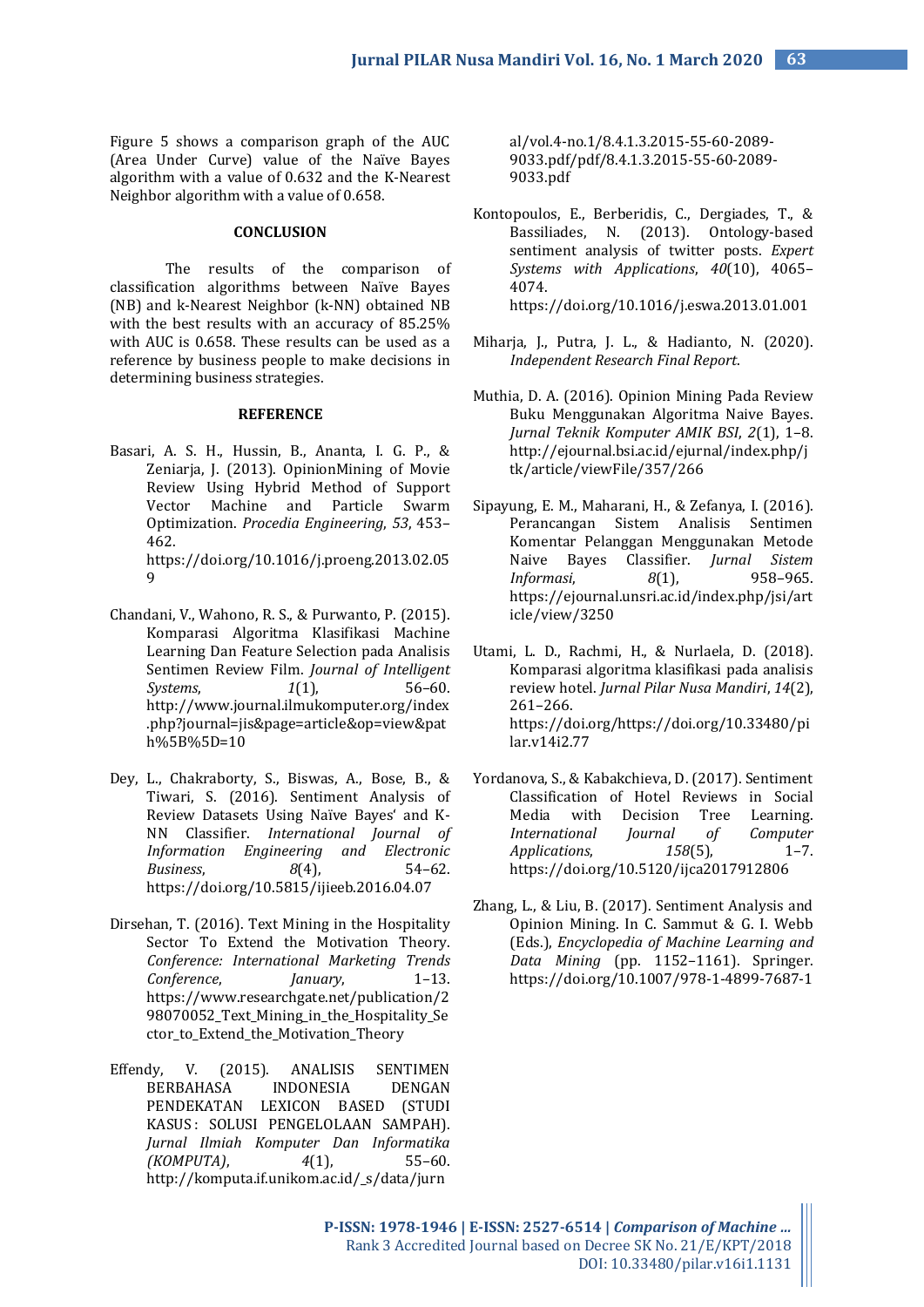Figure 5 shows a comparison graph of the AUC (Area Under Curve) value of the Naïve Bayes algorithm with a value of 0.632 and the K-Nearest Neighbor algorithm with a value of 0.658.

## CONCLUSION

The results of the comparison of classification algorithms between Naïve Bayes (NB) and k-Nearest Neighbor (k-NN) obtained NB with the best results with an accuracy of 85.25% with AUC is 0.658. These results can be used as a reference by business people to make decisions in determining business strategies.

## REFERENCE

Basari, A. S. H., Hussin, B., Ananta, I. G. P., & Zeniarja, J. (2013). OpinionMining of Movie Review Using Hybrid Method of Support Vector Machine and Particle Swarm Optimization. *Procedia Engineering*, *53*, 453–462. https://doi.org/10.1016/j.proeng.2013.02.059

Chandani, V., Wahono, R. S., & Purwanto, P. (2015). Komparasi Algoritma Klasifikasi Machine Learning Dan Feature Selection pada Analisis Sentimen Review Film. *Journal of Intelligent Systems*, *1*(1), 56–60. http://www.journal.ilmukomputer.org/index.php?journal=jis&page=article&op=view&path%5B%5D=10

Dey, L., Chakraborty, S., Biswas, A., Bose, B., & Tiwari, S. (2016). Sentiment Analysis of Review Datasets Using Naïve Bayes‘ and K-NN Classifier. *International Journal of Information Engineering and Electronic Business*, *8*(4), 54–62. https://doi.org/10.5815/ijieeb.2016.04.07

Dirsehan, T. (2016). Text Mining in the Hospitality Sector To Extend the Motivation Theory. *Conference: International Marketing Trends Conference*, *January*, 1–13. https://www.researchgate.net/publication/298070052_Text_Mining_in_the_Hospitality_Sector_to_Extend_the_Motivation_Theory

Effendy, V. (2015). ANALISIS SENTIMEN BERBAHASA INDONESIA DENGAN PENDEKATAN LEXICON BASED (STUDI KASUS : SOLUSI PENGELOLAAN SAMPAH). *Jurnal Ilmiah Komputer Dan Informatika (KOMPUTA)*, *4*(1), 55–60. http://komputa.if.unikom.ac.id/_s/data/jurnal/vol.4-no.1/8.4.1.3.2015-55-60-2089-9033.pdf/pdf/8.4.1.3.2015-55-60-2089-9033.pdf

Kontopoulos, E., Berberidis, C., Dergiades, T., & Bassiliades, N. (2013). Ontology-based sentiment analysis of twitter posts. *Expert Systems with Applications*, *40*(10), 4065–4074. https://doi.org/10.1016/j.eswa.2013.01.001

Miharja, J., Putra, J. L., & Hadianto, N. (2020). *Independent Research Final Report*.

Muthia, D. A. (2016). Opinion Mining Pada Review Buku Menggunakan Algoritma Naive Bayes. *Jurnal Teknik Komputer AMIK BSI*, *2*(1), 1–8. http://ejournal.bsi.ac.id/ejurnal/index.php/jtk/article/viewFile/357/266

Sipayung, E. M., Maharani, H., & Zefanya, I. (2016). Perancangan Sistem Analisis Sentimen Komentar Pelanggan Menggunakan Metode Naive Bayes Classifier. *Jurnal Sistem Informasi*, *8*(1), 958–965. https://ejournal.unsri.ac.id/index.php/jsi/article/view/3250

Utami, L. D., Rachmi, H., & Nurlaela, D. (2018). Komparasi algoritma klasifikasi pada analisis review hotel. *Jurnal Pilar Nusa Mandiri*, *14*(2), 261–266. https://doi.org/https://doi.org/10.33480/pilar.v14i2.77

Yordanova, S., & Kabakchieva, D. (2017). Sentiment Classification of Hotel Reviews in Social Media with Decision Tree Learning. *International Journal of Computer Applications*, *158*(5), 1–7. https://doi.org/10.5120/ijca2017912806

Zhang, L., & Liu, B. (2017). Sentiment Analysis and Opinion Mining. In C. Sammut & G. I. Webb (Eds.), *Encyclopedia of Machine Learning and Data Mining* (pp. 1152–1161). Springer. https://doi.org/10.1007/978-1-4899-7687-1